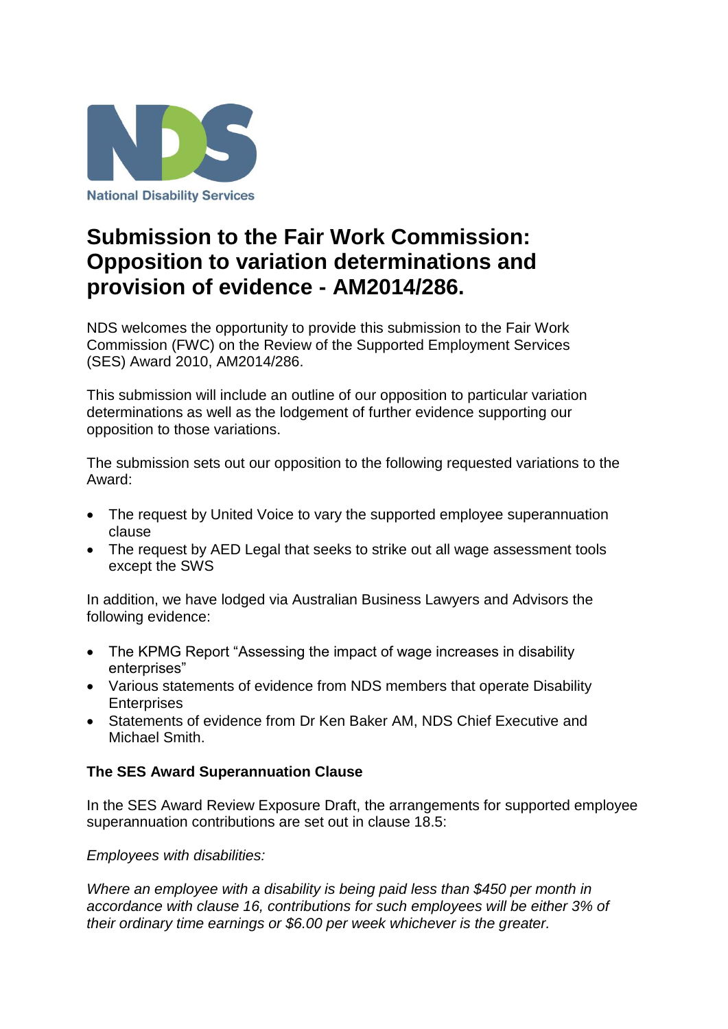National Disability Services

# Submission to the Fair Work Commission: Opposition to variation determinations and provision of evidence - AM2014/286.

NDS welcomes the opportunity to provide this submission to the Fair Work Commission (FWC) on the Review of the Supported Employment Services (SES) Award 2010, AM2014/286.

This submission will include an outline of our opposition to particular variation determinations as well as the lodgement of further evidence supporting our opposition to those variations.

The submission sets out our opposition to the following requested variations to the Award:

- The request by United Voice to vary the supported employee superannuation clause
- The request by AED Legal that seeks to strike out all wage assessment tools except the SWS

In addition, we have lodged via Australian Business Lawyers and Advisors the following evidence:

- The KPMG Report "Assessing the impact of wage increases in disability enterprises"
- Various statements of evidence from NDS members that operate Disability Enterprises
- Statements of evidence from Dr Ken Baker AM, NDS Chief Executive and Michael Smith.

### The SES Award Superannuation Clause

In the SES Award Review Exposure Draft, the arrangements for supported employee superannuation contributions are set out in clause 18.5:

*Employees with disabilities:*

*Where an employee with a disability is being paid less than $450 per month in accordance with clause 16, contributions for such employees will be either 3% of their ordinary time earnings or $6.00 per week whichever is the greater.*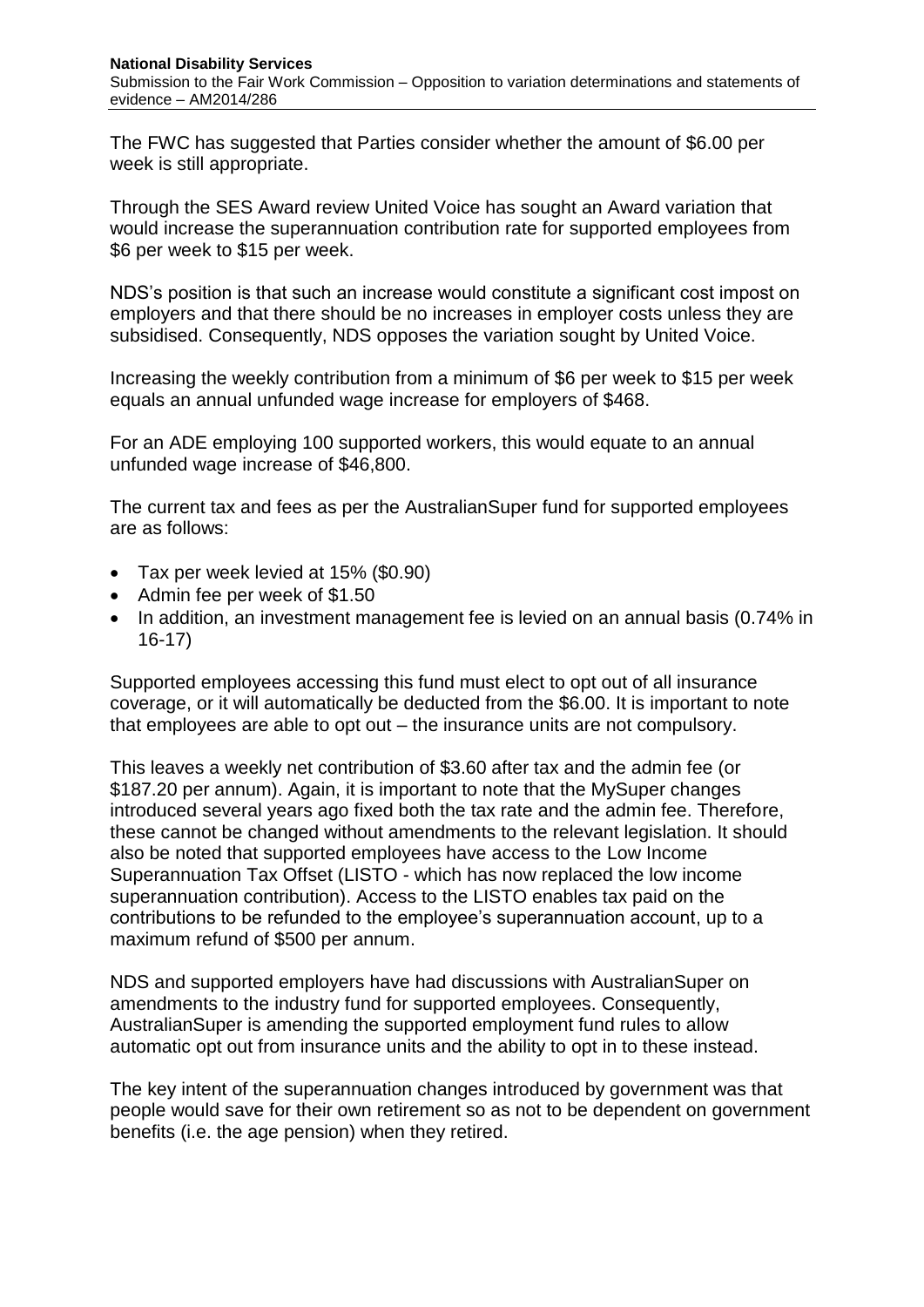The FWC has suggested that Parties consider whether the amount of $6.00 per week is still appropriate.

Through the SES Award review United Voice has sought an Award variation that would increase the superannuation contribution rate for supported employees from $6 per week to $15 per week.

NDS's position is that such an increase would constitute a significant cost impost on employers and that there should be no increases in employer costs unless they are subsidised. Consequently, NDS opposes the variation sought by United Voice.

Increasing the weekly contribution from a minimum of $6 per week to $15 per week equals an annual unfunded wage increase for employers of $468.

For an ADE employing 100 supported workers, this would equate to an annual unfunded wage increase of $46,800.

The current tax and fees as per the AustralianSuper fund for supported employees are as follows:

- Tax per week levied at 15% ($0.90)
- Admin fee per week of $1.50
- In addition, an investment management fee is levied on an annual basis (0.74% in 16-17)

Supported employees accessing this fund must elect to opt out of all insurance coverage, or it will automatically be deducted from the $6.00. It is important to note that employees are able to opt out – the insurance units are not compulsory.

This leaves a weekly net contribution of $3.60 after tax and the admin fee (or $187.20 per annum). Again, it is important to note that the MySuper changes introduced several years ago fixed both the tax rate and the admin fee. Therefore, these cannot be changed without amendments to the relevant legislation. It should also be noted that supported employees have access to the Low Income Superannuation Tax Offset (LISTO - which has now replaced the low income superannuation contribution). Access to the LISTO enables tax paid on the contributions to be refunded to the employee's superannuation account, up to a maximum refund of $500 per annum.

NDS and supported employers have had discussions with AustralianSuper on amendments to the industry fund for supported employees. Consequently, AustralianSuper is amending the supported employment fund rules to allow automatic opt out from insurance units and the ability to opt in to these instead.

The key intent of the superannuation changes introduced by government was that people would save for their own retirement so as not to be dependent on government benefits (i.e. the age pension) when they retired.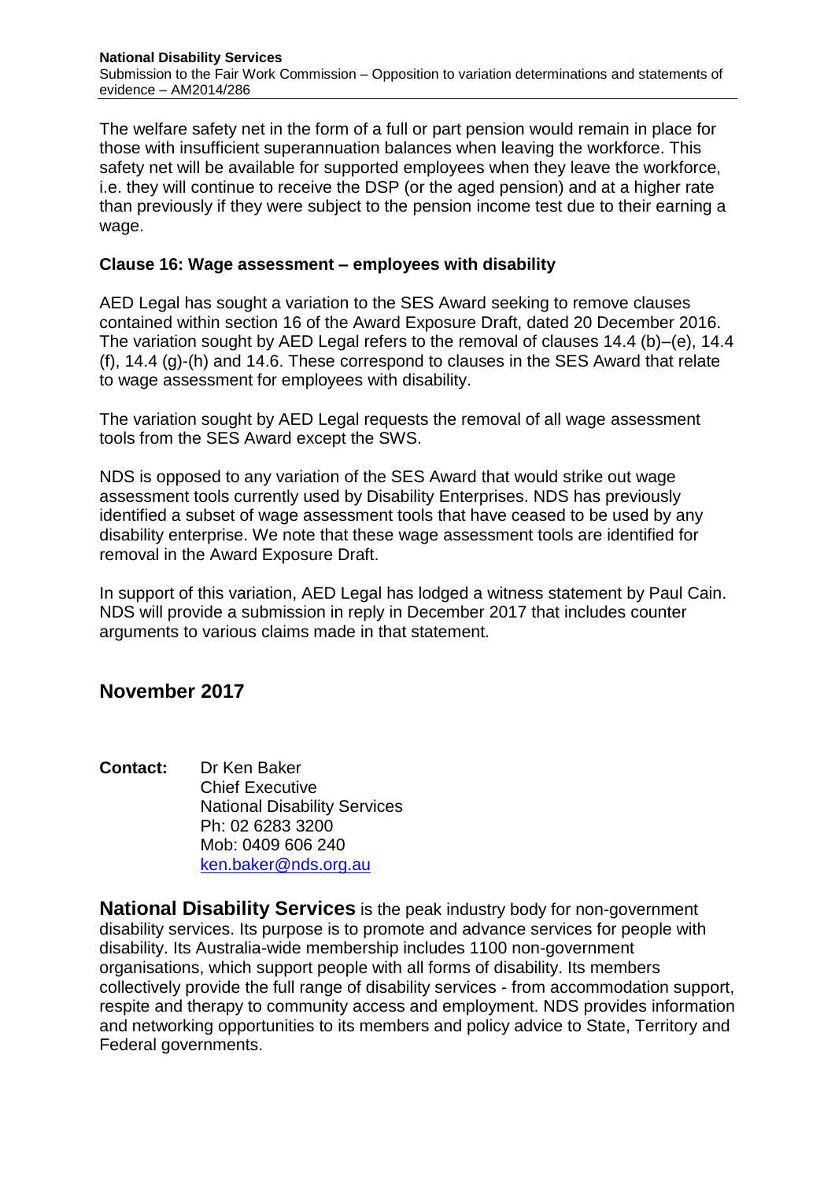The welfare safety net in the form of a full or part pension would remain in place for those with insufficient superannuation balances when leaving the workforce. This safety net will be available for supported employees when they leave the workforce, i.e. they will continue to receive the DSP (or the aged pension) and at a higher rate than previously if they were subject to the pension income test due to their earning a wage.

### Clause 16: Wage assessment – employees with disability

AED Legal has sought a variation to the SES Award seeking to remove clauses contained within section 16 of the Award Exposure Draft, dated 20 December 2016. The variation sought by AED Legal refers to the removal of clauses 14.4 (b)–(e), 14.4 (f), 14.4 (g)-(h) and 14.6. These correspond to clauses in the SES Award that relate to wage assessment for employees with disability.

The variation sought by AED Legal requests the removal of all wage assessment tools from the SES Award except the SWS.

NDS is opposed to any variation of the SES Award that would strike out wage assessment tools currently used by Disability Enterprises. NDS has previously identified a subset of wage assessment tools that have ceased to be used by any disability enterprise. We note that these wage assessment tools are identified for removal in the Award Exposure Draft.

In support of this variation, AED Legal has lodged a witness statement by Paul Cain. NDS will provide a submission in reply in December 2017 that includes counter arguments to various claims made in that statement.

## November 2017

**Contact:** Dr Ken Baker
Chief Executive
National Disability Services
Ph: 02 6283 3200
Mob: 0409 606 240
ken.baker@nds.org.au

**National Disability Services** is the peak industry body for non-government disability services. Its purpose is to promote and advance services for people with disability. Its Australia-wide membership includes 1100 non-government organisations, which support people with all forms of disability. Its members collectively provide the full range of disability services - from accommodation support, respite and therapy to community access and employment. NDS provides information and networking opportunities to its members and policy advice to State, Territory and Federal governments.